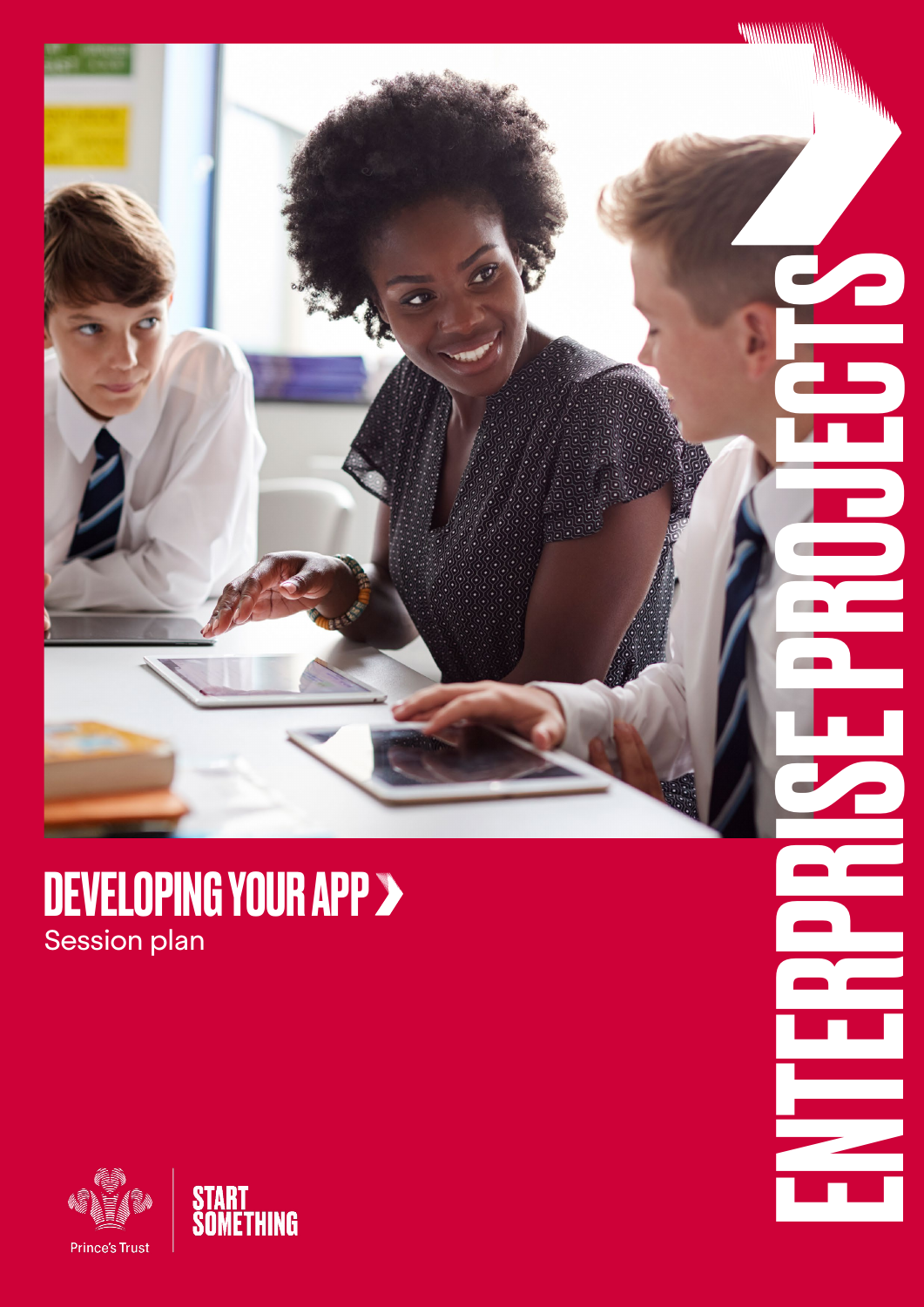# DEVELOPING YOUR APP

Session plan

ENTERPRISE PROJECTS

Prince's Trust

START SOMETHING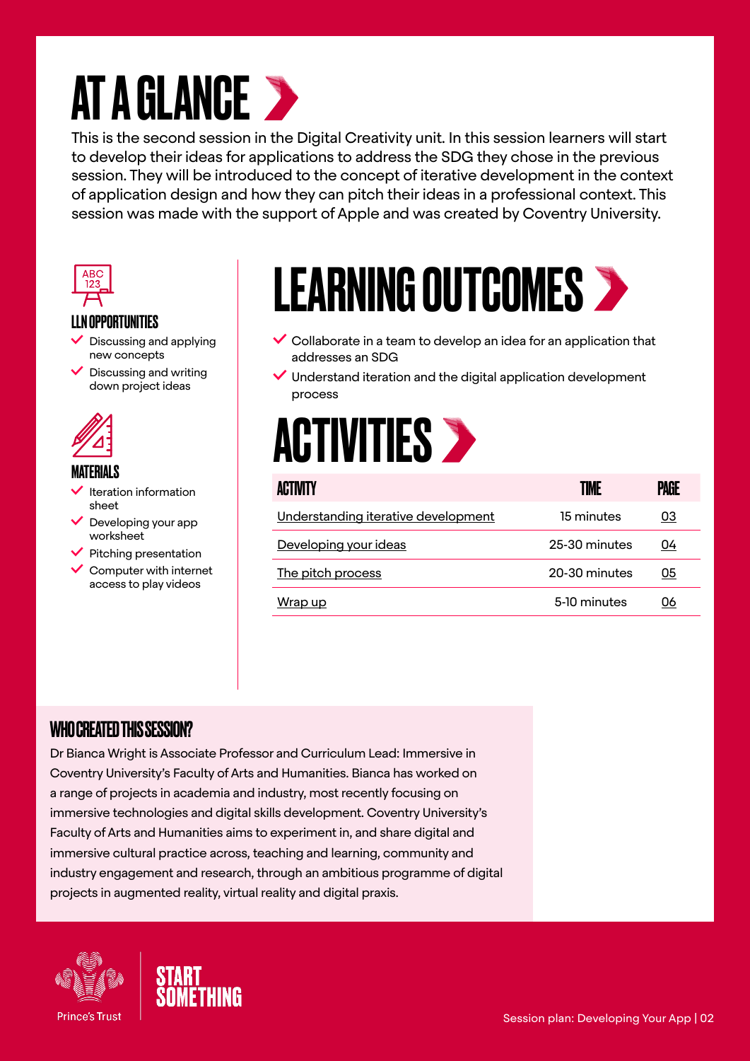# AT A GLANCE

This is the second session in the Digital Creativity unit. In this session learners will start to develop their ideas for applications to address the SDG they chose in the previous session. They will be introduced to the concept of iterative development in the context of application design and how they can pitch their ideas in a professional context. This session was made with the support of Apple and was created by Coventry University.

### LLN OPPORTUNITIES

- Discussing and applying new concepts
- Discussing and writing down project ideas

### MATERIALS

- Iteration information sheet
- Developing your app worksheet
- Pitching presentation
- Computer with internet access to play videos

## LEARNING OUTCOMES

- Collaborate in a team to develop an idea for an application that addresses an SDG
- Understand iteration and the digital application development process

## ACTIVITIES

| ACTIVITY | TIME | PAGE |
| --- | --- | --- |
| Understanding iterative development | 15 minutes | 03 |
| Developing your ideas | 25-30 minutes | 04 |
| The pitch process | 20-30 minutes | 05 |
| Wrap up | 5-10 minutes | 06 |

### WHO CREATED THIS SESSION?

Dr Bianca Wright is Associate Professor and Curriculum Lead: Immersive in Coventry University's Faculty of Arts and Humanities. Bianca has worked on a range of projects in academia and industry, most recently focusing on immersive technologies and digital skills development. Coventry University's Faculty of Arts and Humanities aims to experiment in, and share digital and immersive cultural practice across, teaching and learning, community and industry engagement and research, through an ambitious programme of digital projects in augmented reality, virtual reality and digital praxis.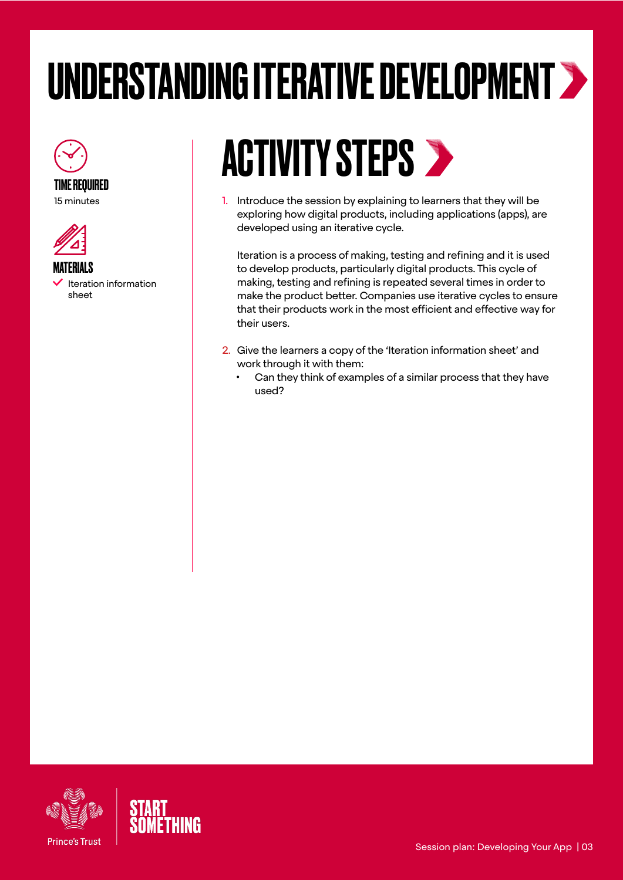# UNDERSTANDING ITERATIVE DEVELOPMENT

**TIME REQUIRED**
15 minutes

**MATERIALS**
- Iteration information sheet

## ACTIVITY STEPS

1. Introduce the session by explaining to learners that they will be exploring how digital products, including applications (apps), are developed using an iterative cycle.

   Iteration is a process of making, testing and refining and it is used to develop products, particularly digital products. This cycle of making, testing and refining is repeated several times in order to make the product better. Companies use iterative cycles to ensure that their products work in the most efficient and effective way for their users.

2. Give the learners a copy of the 'Iteration information sheet' and work through it with them:
   - Can they think of examples of a similar process that they have used?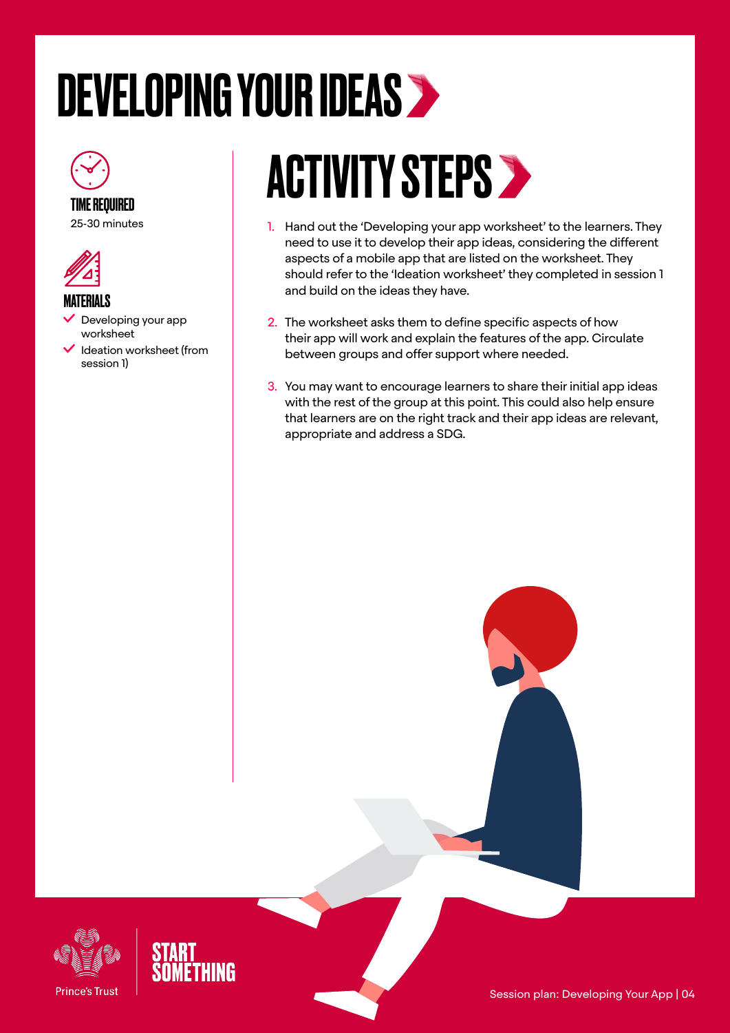# DEVELOPING YOUR IDEAS

**TIME REQUIRED**

25-30 minutes

**MATERIALS**

- Developing your app worksheet
- Ideation worksheet (from session 1)

## ACTIVITY STEPS

1. Hand out the 'Developing your app worksheet' to the learners. They need to use it to develop their app ideas, considering the different aspects of a mobile app that are listed on the worksheet. They should refer to the 'Ideation worksheet' they completed in session 1 and build on the ideas they have.
2. The worksheet asks them to define specific aspects of how their app will work and explain the features of the app. Circulate between groups and offer support where needed.
3. You may want to encourage learners to share their initial app ideas with the rest of the group at this point. This could also help ensure that learners are on the right track and their app ideas are relevant, appropriate and address a SDG.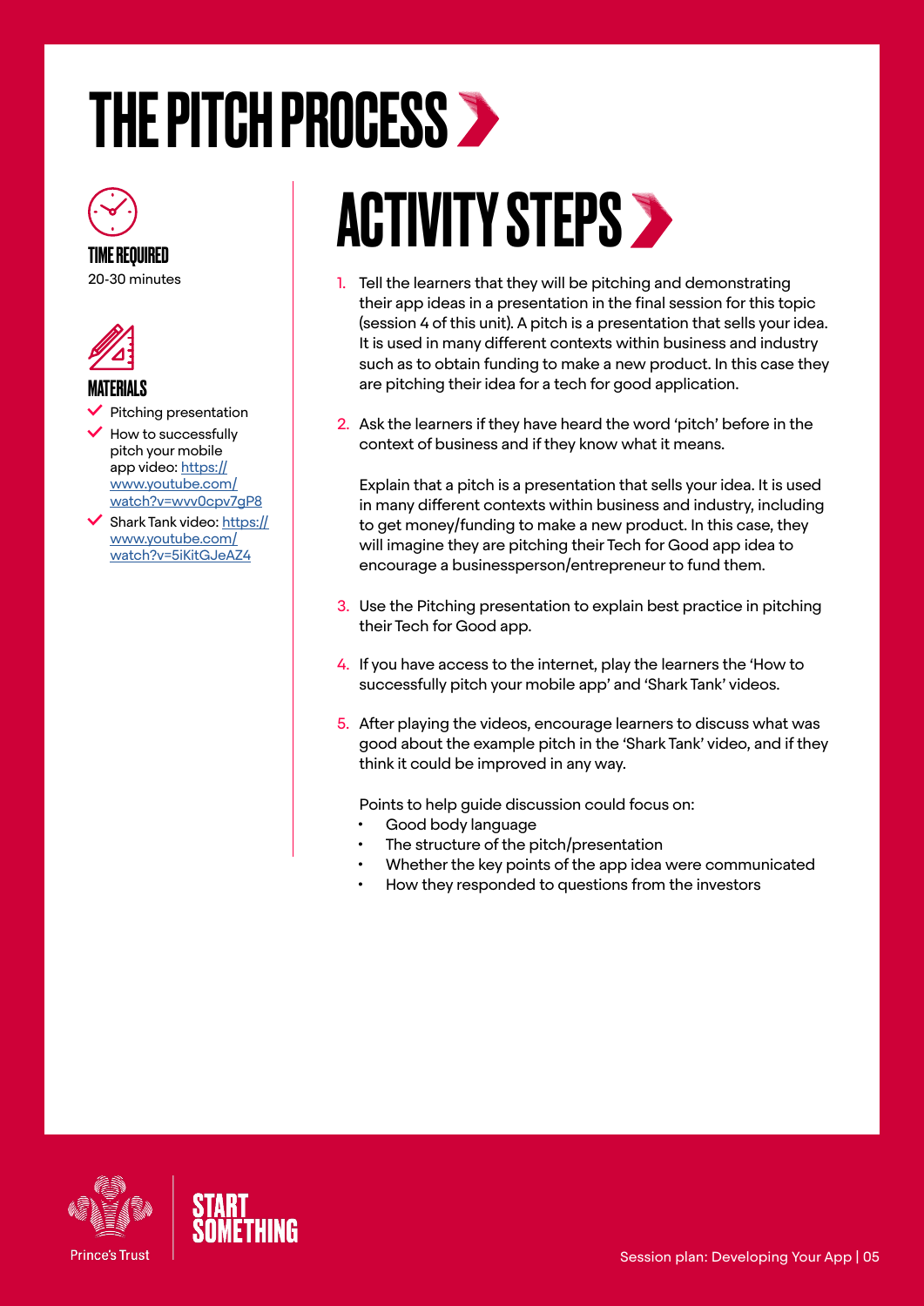# THE PITCH PROCESS

**TIME REQUIRED**

20-30 minutes

**MATERIALS**

- Pitching presentation
- How to successfully pitch your mobile app video: https://www.youtube.com/watch?v=wvv0cpv7gP8
- Shark Tank video: https://www.youtube.com/watch?v=5iKitGJeAZ4

## ACTIVITY STEPS

1. Tell the learners that they will be pitching and demonstrating their app ideas in a presentation in the final session for this topic (session 4 of this unit). A pitch is a presentation that sells your idea. It is used in many different contexts within business and industry such as to obtain funding to make a new product. In this case they are pitching their idea for a tech for good application.

2. Ask the learners if they have heard the word 'pitch' before in the context of business and if they know what it means.

   Explain that a pitch is a presentation that sells your idea. It is used in many different contexts within business and industry, including to get money/funding to make a new product. In this case, they will imagine they are pitching their Tech for Good app idea to encourage a businessperson/entrepreneur to fund them.

3. Use the Pitching presentation to explain best practice in pitching their Tech for Good app.

4. If you have access to the internet, play the learners the 'How to successfully pitch your mobile app' and 'Shark Tank' videos.

5. After playing the videos, encourage learners to discuss what was good about the example pitch in the 'Shark Tank' video, and if they think it could be improved in any way.

   Points to help guide discussion could focus on:
   - Good body language
   - The structure of the pitch/presentation
   - Whether the key points of the app idea were communicated
   - How they responded to questions from the investors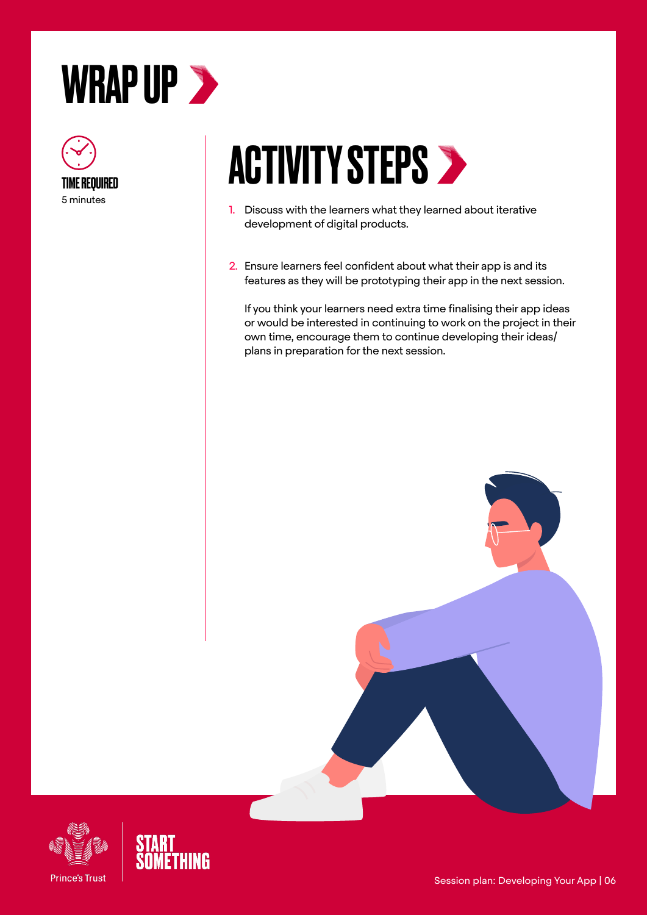# WRAP UP

**TIME REQUIRED**
5 minutes

## ACTIVITY STEPS

1. Discuss with the learners what they learned about iterative development of digital products.

2. Ensure learners feel confident about what their app is and its features as they will be prototyping their app in the next session.

   If you think your learners need extra time finalising their app ideas or would be interested in continuing to work on the project in their own time, encourage them to continue developing their ideas/ plans in preparation for the next session.